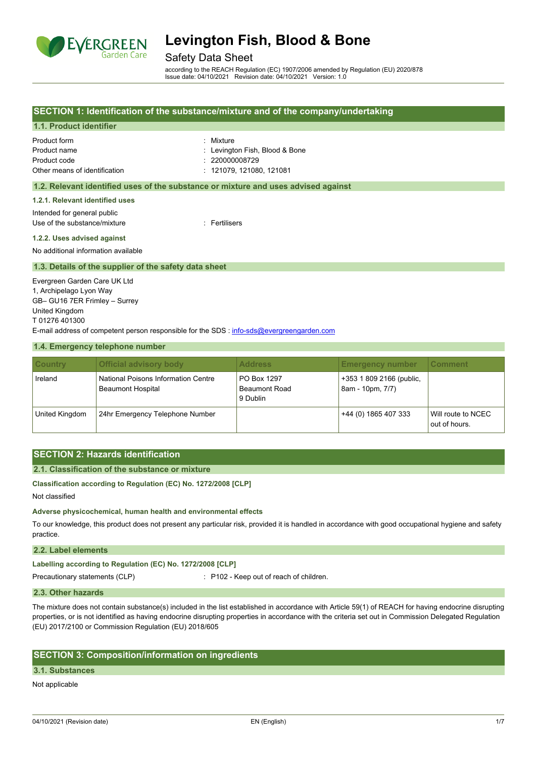# Levington Fish, Blood & Bone

Safety Data Sheet

according to the REACH Regulation (EC) 1907/2006 amended by Regulation (EU) 2020/878
Issue date: 04/10/2021 Revision date: 04/10/2021 Version: 1.0

## SECTION 1: Identification of the substance/mixture and of the company/undertaking

### 1.1. Product identifier

| | |
|---|---|
| Product form | : Mixture |
| Product name | : Levington Fish, Blood & Bone |
| Product code | : 220000008729 |
| Other means of identification | : 121079, 121080, 121081 |

### 1.2. Relevant identified uses of the substance or mixture and uses advised against

#### 1.2.1. Relevant identified uses

Intended for general public
Use of the substance/mixture : Fertilisers

#### 1.2.2. Uses advised against

No additional information available

### 1.3. Details of the supplier of the safety data sheet

Evergreen Garden Care UK Ltd
1, Archipelago Lyon Way
GB– GU16 7ER Frimley – Surrey
United Kingdom
T 01276 401300
E-mail address of competent person responsible for the SDS : info-sds@evergreengarden.com

### 1.4. Emergency telephone number

| Country | Official advisory body | Address | Emergency number | Comment |
|---|---|---|---|---|
| Ireland | National Poisons Information Centre Beaumont Hospital | PO Box 1297 Beaumont Road 9 Dublin | +353 1 809 2166 (public, 8am - 10pm, 7/7) | |
| United Kingdom | 24hr Emergency Telephone Number | | +44 (0) 1865 407 333 | Will route to NCEC out of hours. |

## SECTION 2: Hazards identification

### 2.1. Classification of the substance or mixture

**Classification according to Regulation (EC) No. 1272/2008 [CLP]**

Not classified

**Adverse physicochemical, human health and environmental effects**

To our knowledge, this product does not present any particular risk, provided it is handled in accordance with good occupational hygiene and safety practice.

### 2.2. Label elements

**Labelling according to Regulation (EC) No. 1272/2008 [CLP]**

Precautionary statements (CLP) : P102 - Keep out of reach of children.

### 2.3. Other hazards

The mixture does not contain substance(s) included in the list established in accordance with Article 59(1) of REACH for having endocrine disrupting properties, or is not identified as having endocrine disrupting properties in accordance with the criteria set out in Commission Delegated Regulation (EU) 2017/2100 or Commission Regulation (EU) 2018/605

## SECTION 3: Composition/information on ingredients

### 3.1. Substances

Not applicable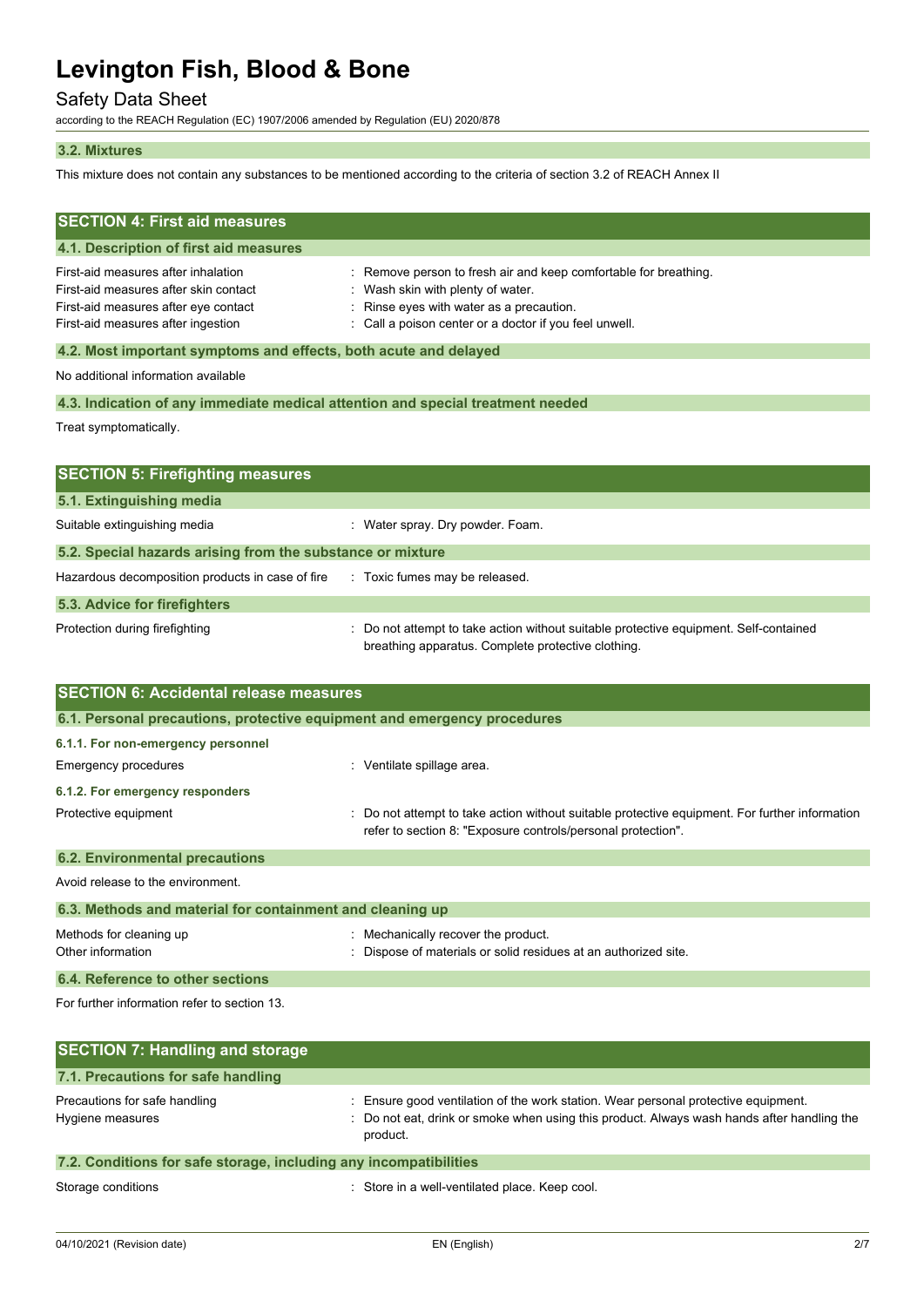### 3.2. Mixtures

This mixture does not contain any substances to be mentioned according to the criteria of section 3.2 of REACH Annex II

## SECTION 4: First aid measures

### 4.1. Description of first aid measures

| | |
|---|---|
| First-aid measures after inhalation | : Remove person to fresh air and keep comfortable for breathing. |
| First-aid measures after skin contact | : Wash skin with plenty of water. |
| First-aid measures after eye contact | : Rinse eyes with water as a precaution. |
| First-aid measures after ingestion | : Call a poison center or a doctor if you feel unwell. |

### 4.2. Most important symptoms and effects, both acute and delayed

No additional information available

### 4.3. Indication of any immediate medical attention and special treatment needed

Treat symptomatically.

## SECTION 5: Firefighting measures

### 5.1. Extinguishing media

| | |
|---|---|
| Suitable extinguishing media | : Water spray. Dry powder. Foam. |

### 5.2. Special hazards arising from the substance or mixture

| | |
|---|---|
| Hazardous decomposition products in case of fire | : Toxic fumes may be released. |

### 5.3. Advice for firefighters

| | |
|---|---|
| Protection during firefighting | : Do not attempt to take action without suitable protective equipment. Self-contained breathing apparatus. Complete protective clothing. |

## SECTION 6: Accidental release measures

### 6.1. Personal precautions, protective equipment and emergency procedures

#### 6.1.1. For non-emergency personnel

| | |
|---|---|
| Emergency procedures | : Ventilate spillage area. |

#### 6.1.2. For emergency responders

| | |
|---|---|
| Protective equipment | : Do not attempt to take action without suitable protective equipment. For further information refer to section 8: "Exposure controls/personal protection". |

### 6.2. Environmental precautions

Avoid release to the environment.

### 6.3. Methods and material for containment and cleaning up

| | |
|---|---|
| Methods for cleaning up | : Mechanically recover the product. |
| Other information | : Dispose of materials or solid residues at an authorized site. |

### 6.4. Reference to other sections

For further information refer to section 13.

## SECTION 7: Handling and storage

### 7.1. Precautions for safe handling

| | |
|---|---|
| Precautions for safe handling | : Ensure good ventilation of the work station. Wear personal protective equipment. |
| Hygiene measures | : Do not eat, drink or smoke when using this product. Always wash hands after handling the product. |

### 7.2. Conditions for safe storage, including any incompatibilities

| | |
|---|---|
| Storage conditions | : Store in a well-ventilated place. Keep cool. |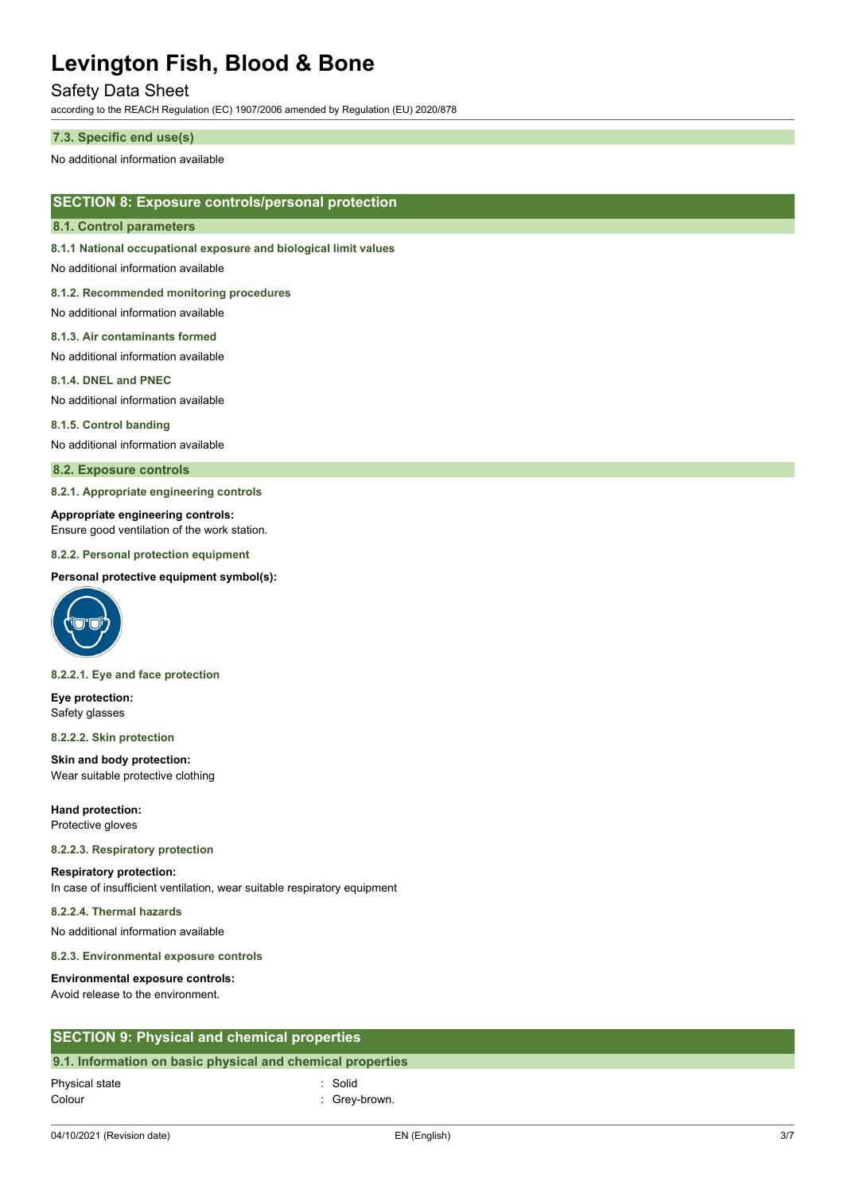### 7.3. Specific end use(s)

No additional information available

## SECTION 8: Exposure controls/personal protection

### 8.1. Control parameters

#### 8.1.1 National occupational exposure and biological limit values

No additional information available

#### 8.1.2. Recommended monitoring procedures

No additional information available

#### 8.1.3. Air contaminants formed

No additional information available

#### 8.1.4. DNEL and PNEC

No additional information available

#### 8.1.5. Control banding

No additional information available

### 8.2. Exposure controls

#### 8.2.1. Appropriate engineering controls

**Appropriate engineering controls:**
Ensure good ventilation of the work station.

#### 8.2.2. Personal protection equipment

**Personal protective equipment symbol(s):**

#### 8.2.2.1. Eye and face protection

**Eye protection:**
Safety glasses

#### 8.2.2.2. Skin protection

**Skin and body protection:**
Wear suitable protective clothing

**Hand protection:**
Protective gloves

#### 8.2.2.3. Respiratory protection

**Respiratory protection:**
In case of insufficient ventilation, wear suitable respiratory equipment

#### 8.2.2.4. Thermal hazards

No additional information available

#### 8.2.3. Environmental exposure controls

**Environmental exposure controls:**
Avoid release to the environment.

## SECTION 9: Physical and chemical properties

### 9.1. Information on basic physical and chemical properties

| | |
|---|---|
| Physical state | : Solid |
| Colour | : Grey-brown. |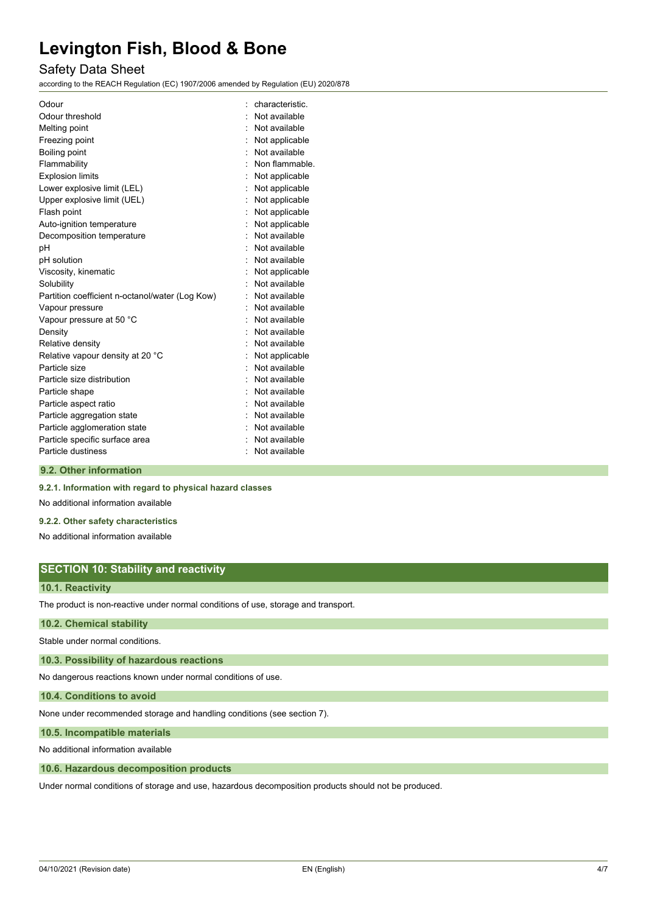| | |
|---|---|
| Odour | : characteristic. |
| Odour threshold | : Not available |
| Melting point | : Not available |
| Freezing point | : Not applicable |
| Boiling point | : Not available |
| Flammability | : Non flammable. |
| Explosion limits | : Not applicable |
| Lower explosive limit (LEL) | : Not applicable |
| Upper explosive limit (UEL) | : Not applicable |
| Flash point | : Not applicable |
| Auto-ignition temperature | : Not applicable |
| Decomposition temperature | : Not available |
| pH | : Not available |
| pH solution | : Not available |
| Viscosity, kinematic | : Not applicable |
| Solubility | : Not available |
| Partition coefficient n-octanol/water (Log Kow) | : Not available |
| Vapour pressure | : Not available |
| Vapour pressure at 50 °C | : Not available |
| Density | : Not available |
| Relative density | : Not available |
| Relative vapour density at 20 °C | : Not applicable |
| Particle size | : Not available |
| Particle size distribution | : Not available |
| Particle shape | : Not available |
| Particle aspect ratio | : Not available |
| Particle aggregation state | : Not available |
| Particle agglomeration state | : Not available |
| Particle specific surface area | : Not available |
| Particle dustiness | : Not available |

### 9.2. Other information

#### 9.2.1. Information with regard to physical hazard classes

No additional information available

#### 9.2.2. Other safety characteristics

No additional information available

## SECTION 10: Stability and reactivity

### 10.1. Reactivity

The product is non-reactive under normal conditions of use, storage and transport.

### 10.2. Chemical stability

Stable under normal conditions.

### 10.3. Possibility of hazardous reactions

No dangerous reactions known under normal conditions of use.

### 10.4. Conditions to avoid

None under recommended storage and handling conditions (see section 7).

### 10.5. Incompatible materials

No additional information available

### 10.6. Hazardous decomposition products

Under normal conditions of storage and use, hazardous decomposition products should not be produced.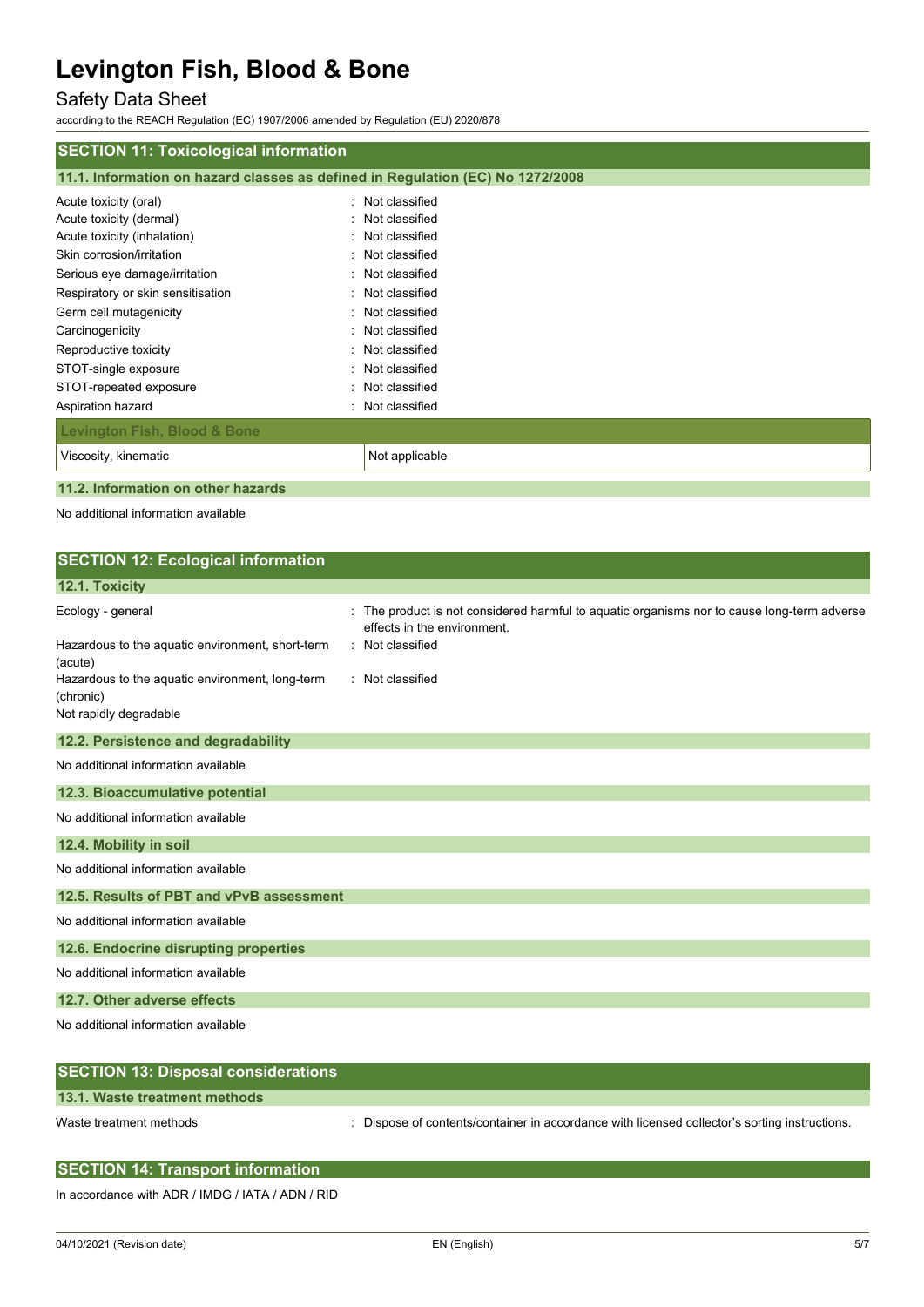## SECTION 11: Toxicological information

### 11.1. Information on hazard classes as defined in Regulation (EC) No 1272/2008

Acute toxicity (oral) : Not classified
Acute toxicity (dermal) : Not classified
Acute toxicity (inhalation) : Not classified
Skin corrosion/irritation : Not classified
Serious eye damage/irritation : Not classified
Respiratory or skin sensitisation : Not classified
Germ cell mutagenicity : Not classified
Carcinogenicity : Not classified
Reproductive toxicity : Not classified
STOT-single exposure : Not classified
STOT-repeated exposure : Not classified
Aspiration hazard : Not classified

| Levington Fish, Blood & Bone | |
|---|---|
| Viscosity, kinematic | Not applicable |

### 11.2. Information on other hazards

No additional information available

## SECTION 12: Ecological information

### 12.1. Toxicity

Ecology - general : The product is not considered harmful to aquatic organisms nor to cause long-term adverse effects in the environment.
Hazardous to the aquatic environment, short-term (acute) : Not classified
Hazardous to the aquatic environment, long-term (chronic) : Not classified
Not rapidly degradable

### 12.2. Persistence and degradability

No additional information available

### 12.3. Bioaccumulative potential

No additional information available

### 12.4. Mobility in soil

No additional information available

### 12.5. Results of PBT and vPvB assessment

No additional information available

### 12.6. Endocrine disrupting properties

No additional information available

### 12.7. Other adverse effects

No additional information available

## SECTION 13: Disposal considerations

### 13.1. Waste treatment methods

Waste treatment methods : Dispose of contents/container in accordance with licensed collector's sorting instructions.

## SECTION 14: Transport information

In accordance with ADR / IMDG / IATA / ADN / RID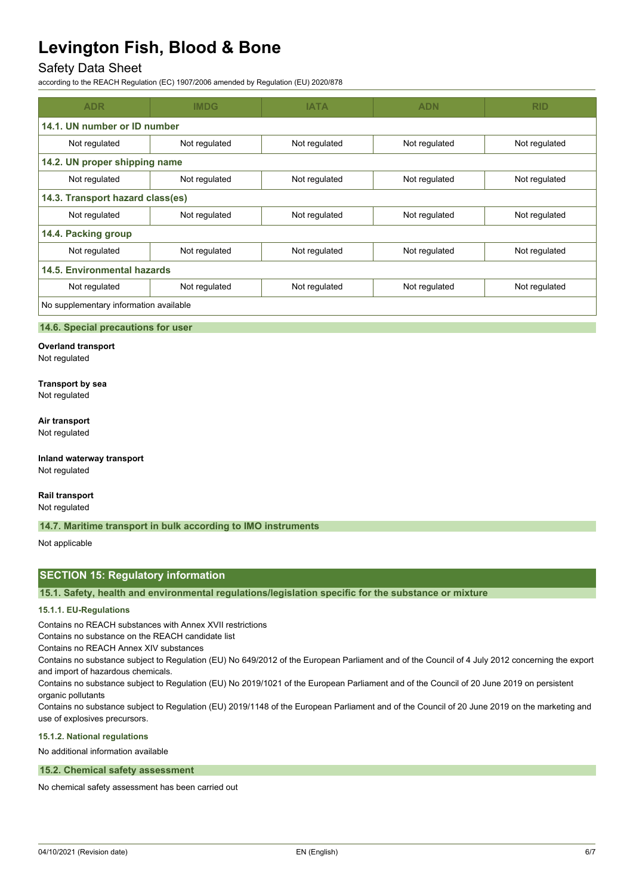| ADR | IMDG | IATA | ADN | RID |
|---|---|---|---|---|
| **14.1. UN number or ID number** | | | | |
| Not regulated | Not regulated | Not regulated | Not regulated | Not regulated |
| **14.2. UN proper shipping name** | | | | |
| Not regulated | Not regulated | Not regulated | Not regulated | Not regulated |
| **14.3. Transport hazard class(es)** | | | | |
| Not regulated | Not regulated | Not regulated | Not regulated | Not regulated |
| **14.4. Packing group** | | | | |
| Not regulated | Not regulated | Not regulated | Not regulated | Not regulated |
| **14.5. Environmental hazards** | | | | |
| Not regulated | Not regulated | Not regulated | Not regulated | Not regulated |
| No supplementary information available | | | | |

### 14.6. Special precautions for user

**Overland transport**
Not regulated

**Transport by sea**
Not regulated

**Air transport**
Not regulated

**Inland waterway transport**
Not regulated

**Rail transport**
Not regulated

### 14.7. Maritime transport in bulk according to IMO instruments

Not applicable

## SECTION 15: Regulatory information

### 15.1. Safety, health and environmental regulations/legislation specific for the substance or mixture

#### 15.1.1. EU-Regulations

Contains no REACH substances with Annex XVII restrictions
Contains no substance on the REACH candidate list
Contains no REACH Annex XIV substances
Contains no substance subject to Regulation (EU) No 649/2012 of the European Parliament and of the Council of 4 July 2012 concerning the export and import of hazardous chemicals.
Contains no substance subject to Regulation (EU) No 2019/1021 of the European Parliament and of the Council of 20 June 2019 on persistent organic pollutants
Contains no substance subject to Regulation (EU) 2019/1148 of the European Parliament and of the Council of 20 June 2019 on the marketing and use of explosives precursors.

#### 15.1.2. National regulations

No additional information available

### 15.2. Chemical safety assessment

No chemical safety assessment has been carried out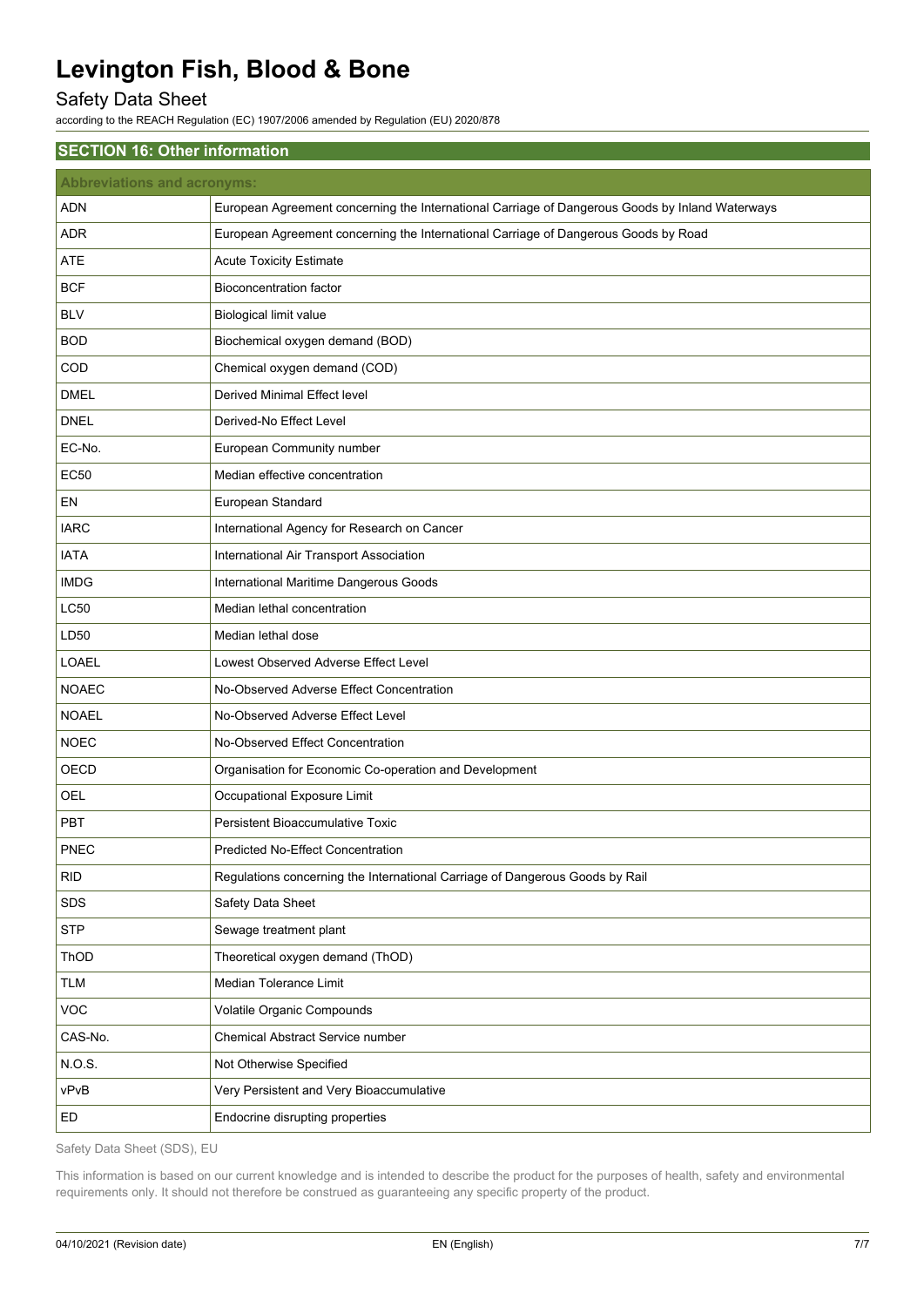# Levington Fish, Blood & Bone

## Safety Data Sheet

according to the REACH Regulation (EC) 1907/2006 amended by Regulation (EU) 2020/878

## SECTION 16: Other information

| Abbreviations and acronyms: | |
|---|---|
| ADN | European Agreement concerning the International Carriage of Dangerous Goods by Inland Waterways |
| ADR | European Agreement concerning the International Carriage of Dangerous Goods by Road |
| ATE | Acute Toxicity Estimate |
| BCF | Bioconcentration factor |
| BLV | Biological limit value |
| BOD | Biochemical oxygen demand (BOD) |
| COD | Chemical oxygen demand (COD) |
| DMEL | Derived Minimal Effect level |
| DNEL | Derived-No Effect Level |
| EC-No. | European Community number |
| EC50 | Median effective concentration |
| EN | European Standard |
| IARC | International Agency for Research on Cancer |
| IATA | International Air Transport Association |
| IMDG | International Maritime Dangerous Goods |
| LC50 | Median lethal concentration |
| LD50 | Median lethal dose |
| LOAEL | Lowest Observed Adverse Effect Level |
| NOAEC | No-Observed Adverse Effect Concentration |
| NOAEL | No-Observed Adverse Effect Level |
| NOEC | No-Observed Effect Concentration |
| OECD | Organisation for Economic Co-operation and Development |
| OEL | Occupational Exposure Limit |
| PBT | Persistent Bioaccumulative Toxic |
| PNEC | Predicted No-Effect Concentration |
| RID | Regulations concerning the International Carriage of Dangerous Goods by Rail |
| SDS | Safety Data Sheet |
| STP | Sewage treatment plant |
| ThOD | Theoretical oxygen demand (ThOD) |
| TLM | Median Tolerance Limit |
| VOC | Volatile Organic Compounds |
| CAS-No. | Chemical Abstract Service number |
| N.O.S. | Not Otherwise Specified |
| vPvB | Very Persistent and Very Bioaccumulative |
| ED | Endocrine disrupting properties |

Safety Data Sheet (SDS), EU

This information is based on our current knowledge and is intended to describe the product for the purposes of health, safety and environmental requirements only. It should not therefore be construed as guaranteeing any specific property of the product.

04/10/2021 (Revision date) EN (English)